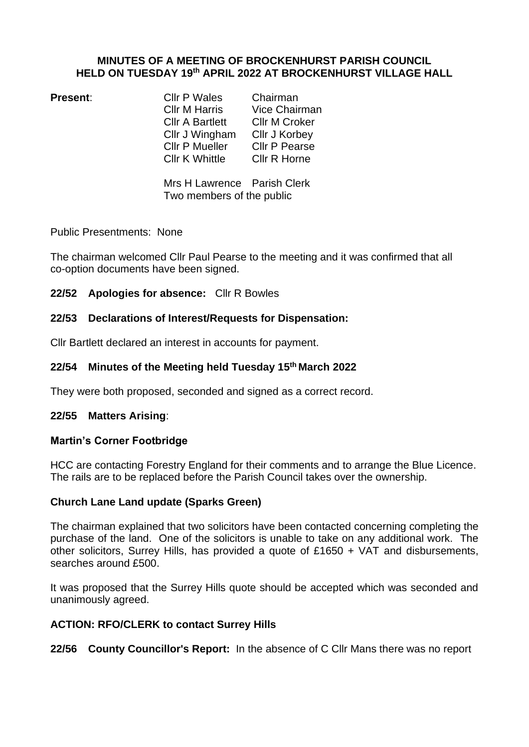**MINUTES OF A MEETING OF BROCKENHURST PARISH COUNCIL HELD ON TUESDAY 19th APRIL 2022 AT BROCKENHURST VILLAGE HALL**

| **Present**: | | |
|---|---|---|
| | Cllr P Wales | Chairman |
| | Cllr M Harris | Vice Chairman |
| | Cllr A Bartlett | Cllr M Croker |
| | Cllr J Wingham | Cllr J Korbey |
| | Cllr P Mueller | Cllr P Pearse |
| | Cllr K Whittle | Cllr R Horne |

Mrs H Lawrence  Parish Clerk
Two members of the public

Public Presentments: None

The chairman welcomed Cllr Paul Pearse to the meeting and it was confirmed that all co-option documents have been signed.

**22/52 Apologies for absence:** Cllr R Bowles

**22/53 Declarations of Interest/Requests for Dispensation:**

Cllr Bartlett declared an interest in accounts for payment.

**22/54 Minutes of the Meeting held Tuesday 15th March 2022**

They were both proposed, seconded and signed as a correct record.

**22/55 Matters Arising**:

**Martin's Corner Footbridge**

HCC are contacting Forestry England for their comments and to arrange the Blue Licence. The rails are to be replaced before the Parish Council takes over the ownership.

**Church Lane Land update (Sparks Green)**

The chairman explained that two solicitors have been contacted concerning completing the purchase of the land. One of the solicitors is unable to take on any additional work. The other solicitors, Surrey Hills, has provided a quote of £1650 + VAT and disbursements, searches around £500.

It was proposed that the Surrey Hills quote should be accepted which was seconded and unanimously agreed.

**ACTION: RFO/CLERK to contact Surrey Hills**

**22/56 County Councillor's Report:** In the absence of C Cllr Mans there was no report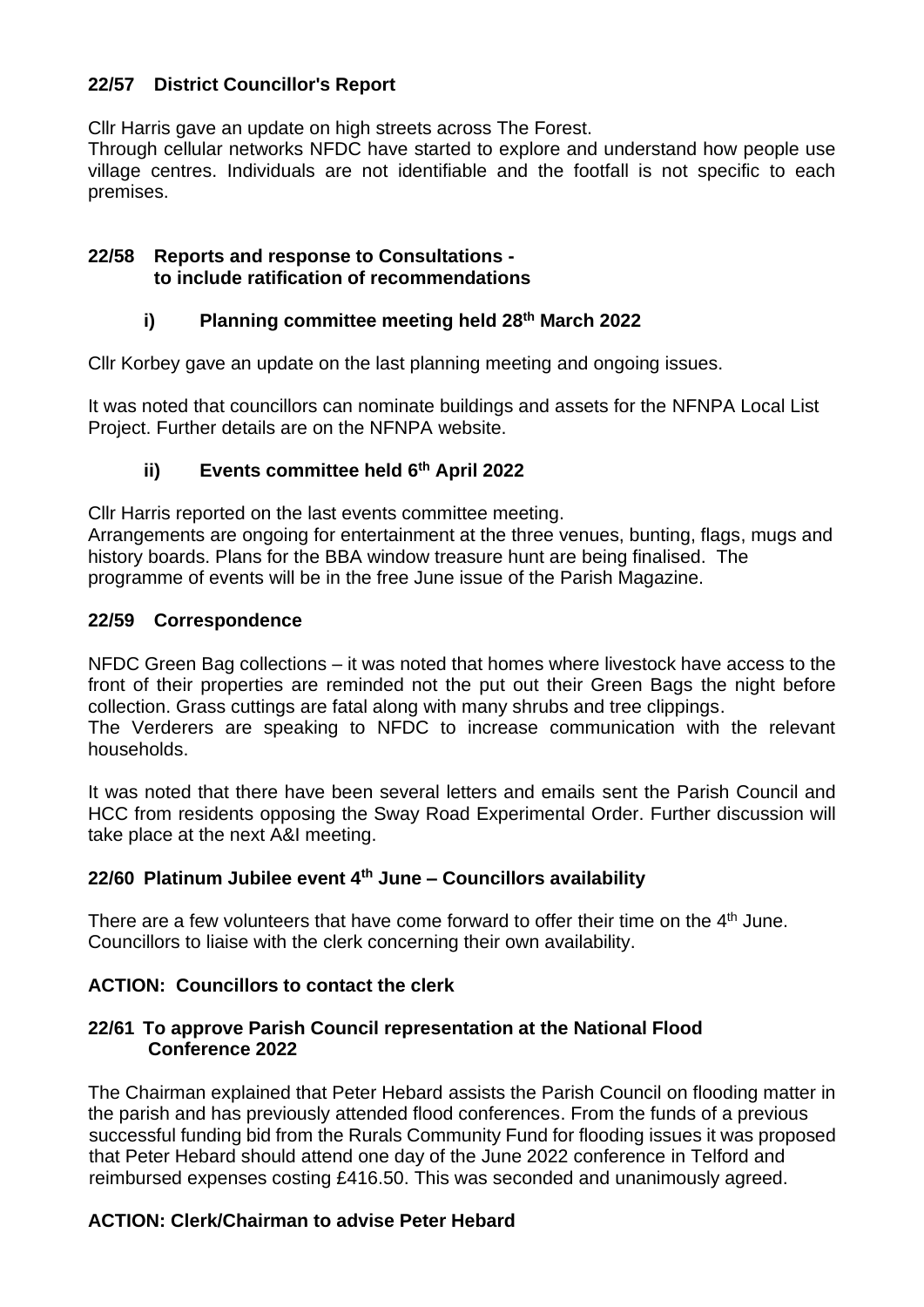### 22/57 District Councillor's Report

Cllr Harris gave an update on high streets across The Forest.
Through cellular networks NFDC have started to explore and understand how people use village centres. Individuals are not identifiable and the footfall is not specific to each premises.

### 22/58 Reports and response to Consultations - to include ratification of recommendations

#### i) Planning committee meeting held 28th March 2022

Cllr Korbey gave an update on the last planning meeting and ongoing issues.

It was noted that councillors can nominate buildings and assets for the NFNPA Local List Project. Further details are on the NFNPA website.

#### ii) Events committee held 6th April 2022

Cllr Harris reported on the last events committee meeting.
Arrangements are ongoing for entertainment at the three venues, bunting, flags, mugs and history boards. Plans for the BBA window treasure hunt are being finalised. The programme of events will be in the free June issue of the Parish Magazine.

### 22/59 Correspondence

NFDC Green Bag collections – it was noted that homes where livestock have access to the front of their properties are reminded not the put out their Green Bags the night before collection. Grass cuttings are fatal along with many shrubs and tree clippings.
The Verderers are speaking to NFDC to increase communication with the relevant households.

It was noted that there have been several letters and emails sent the Parish Council and HCC from residents opposing the Sway Road Experimental Order. Further discussion will take place at the next A&I meeting.

### 22/60 Platinum Jubilee event 4th June – Councillors availability

There are a few volunteers that have come forward to offer their time on the 4th June. Councillors to liaise with the clerk concerning their own availability.

**ACTION: Councillors to contact the clerk**

### 22/61 To approve Parish Council representation at the National Flood Conference 2022

The Chairman explained that Peter Hebard assists the Parish Council on flooding matter in the parish and has previously attended flood conferences. From the funds of a previous successful funding bid from the Rurals Community Fund for flooding issues it was proposed that Peter Hebard should attend one day of the June 2022 conference in Telford and reimbursed expenses costing £416.50. This was seconded and unanimously agreed.

**ACTION: Clerk/Chairman to advise Peter Hebard**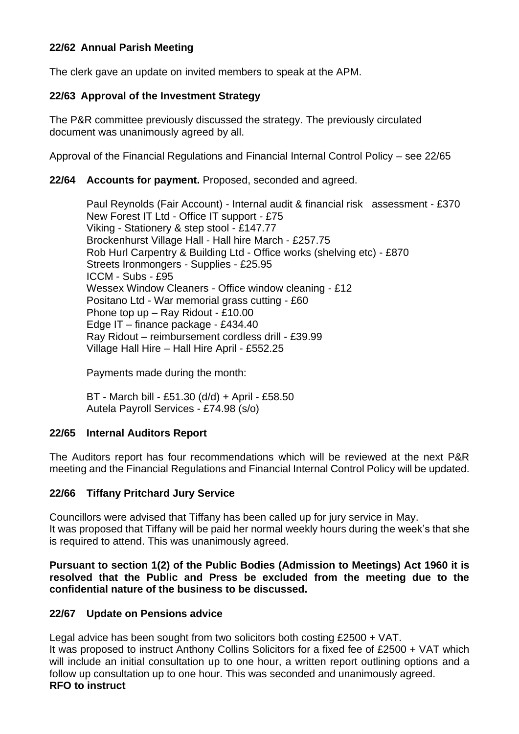### 22/62 Annual Parish Meeting

The clerk gave an update on invited members to speak at the APM.

### 22/63 Approval of the Investment Strategy

The P&R committee previously discussed the strategy. The previously circulated document was unanimously agreed by all.

Approval of the Financial Regulations and Financial Internal Control Policy – see 22/65

**22/64 Accounts for payment.** Proposed, seconded and agreed.

Paul Reynolds (Fair Account) - Internal audit & financial risk assessment - £370
New Forest IT Ltd - Office IT support - £75
Viking - Stationery & step stool - £147.77
Brockenhurst Village Hall - Hall hire March - £257.75
Rob Hurl Carpentry & Building Ltd - Office works (shelving etc) - £870
Streets Ironmongers - Supplies - £25.95
ICCM - Subs - £95
Wessex Window Cleaners - Office window cleaning - £12
Positano Ltd - War memorial grass cutting - £60
Phone top up – Ray Ridout - £10.00
Edge IT – finance package - £434.40
Ray Ridout – reimbursement cordless drill - £39.99
Village Hall Hire – Hall Hire April - £552.25

Payments made during the month:

BT - March bill - £51.30 (d/d) + April - £58.50
Autela Payroll Services - £74.98 (s/o)

### 22/65 Internal Auditors Report

The Auditors report has four recommendations which will be reviewed at the next P&R meeting and the Financial Regulations and Financial Internal Control Policy will be updated.

### 22/66 Tiffany Pritchard Jury Service

Councillors were advised that Tiffany has been called up for jury service in May.
It was proposed that Tiffany will be paid her normal weekly hours during the week's that she is required to attend. This was unanimously agreed.

**Pursuant to section 1(2) of the Public Bodies (Admission to Meetings) Act 1960 it is resolved that the Public and Press be excluded from the meeting due to the confidential nature of the business to be discussed.**

### 22/67 Update on Pensions advice

Legal advice has been sought from two solicitors both costing £2500 + VAT.
It was proposed to instruct Anthony Collins Solicitors for a fixed fee of £2500 + VAT which will include an initial consultation up to one hour, a written report outlining options and a follow up consultation up to one hour. This was seconded and unanimously agreed.
**RFO to instruct**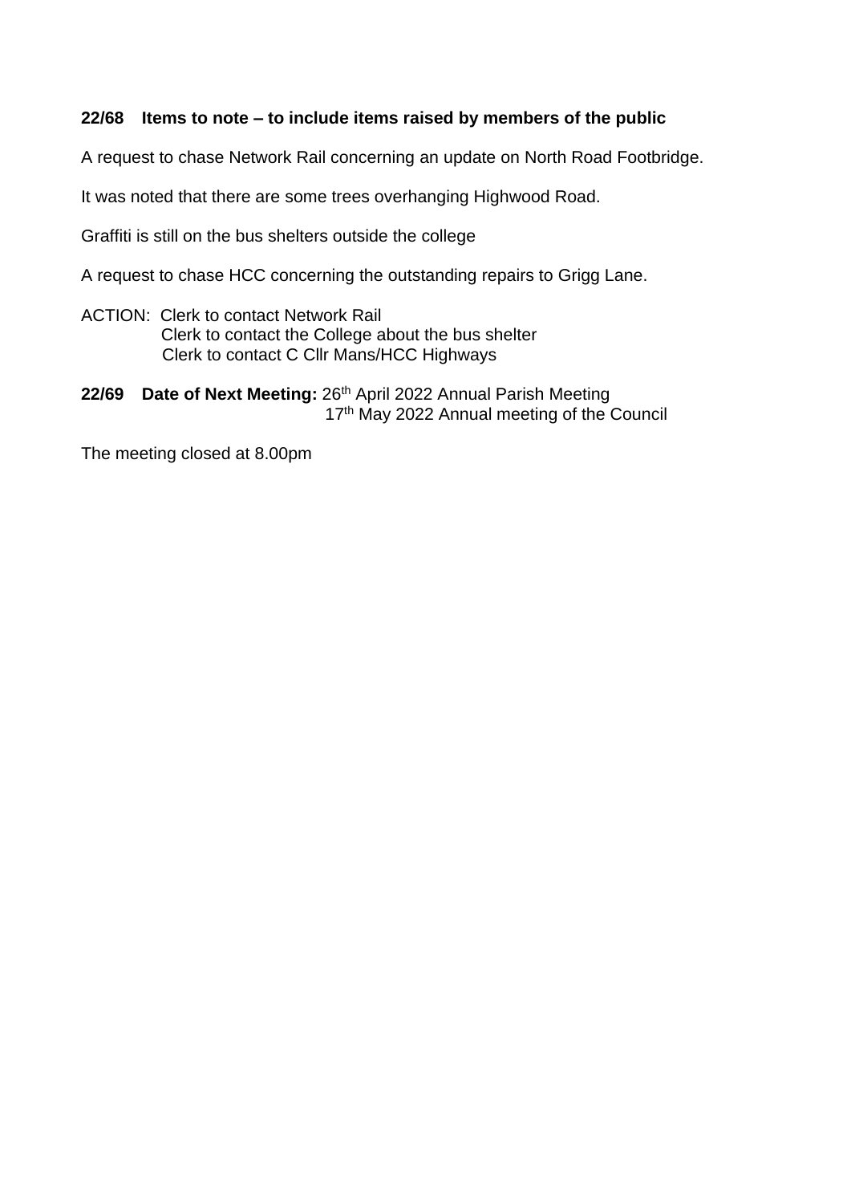**22/68 Items to note – to include items raised by members of the public**

A request to chase Network Rail concerning an update on North Road Footbridge.

It was noted that there are some trees overhanging Highwood Road.

Graffiti is still on the bus shelters outside the college

A request to chase HCC concerning the outstanding repairs to Grigg Lane.

ACTION: Clerk to contact Network Rail
Clerk to contact the College about the bus shelter
Clerk to contact C Cllr Mans/HCC Highways

**22/69 Date of Next Meeting:** 26th April 2022 Annual Parish Meeting
17th May 2022 Annual meeting of the Council

The meeting closed at 8.00pm